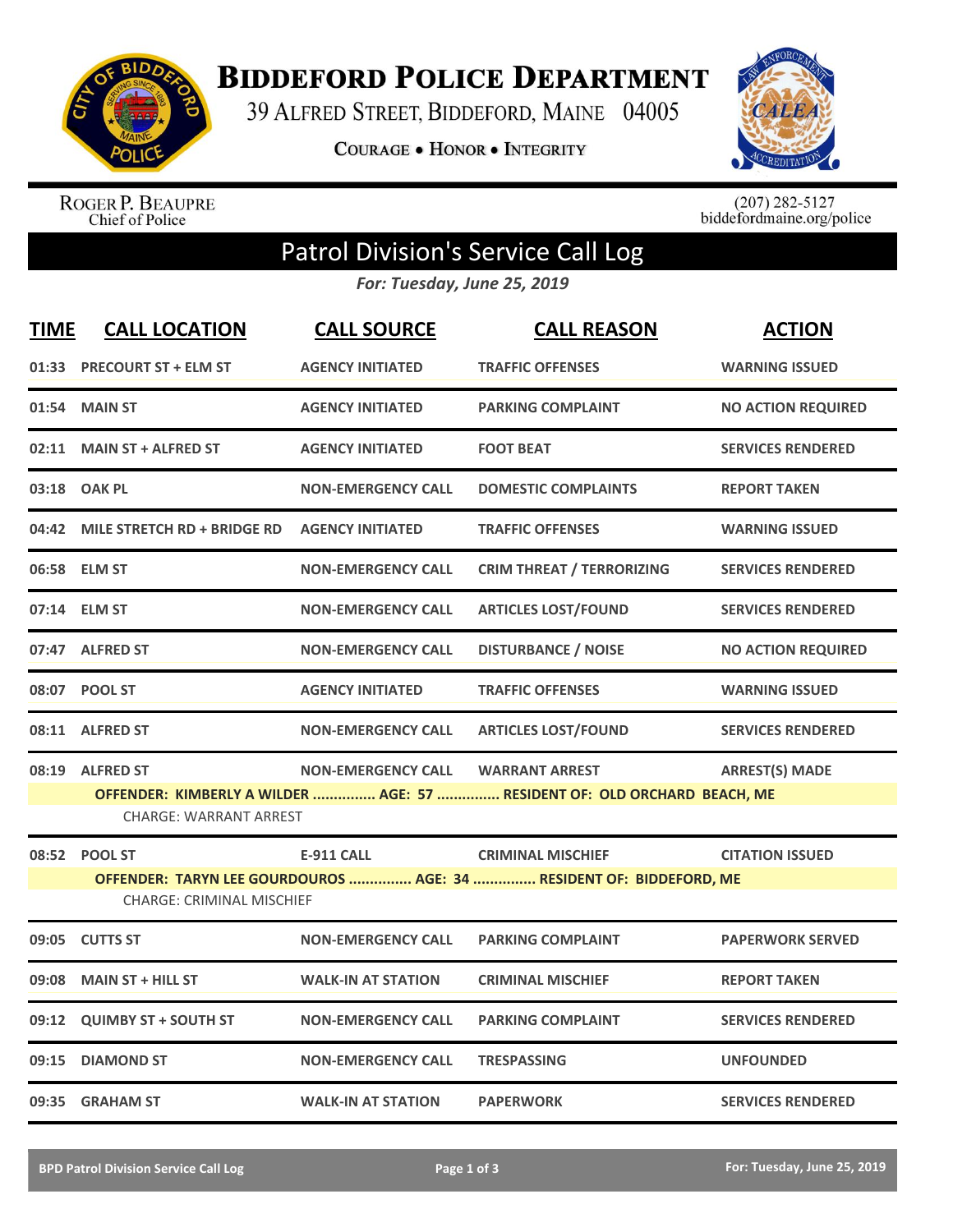# Biddeford Police Department

39 Alfred Street, Biddeford, Maine 04005

Courage • Honor • Integrity

Roger P. Beaupre
Chief of Police

(207) 282-5127
biddefordmaine.org/police

## Patrol Division's Service Call Log

*For: Tuesday, June 25, 2019*

| TIME | CALL LOCATION | CALL SOURCE | CALL REASON | ACTION |
|---|---|---|---|---|
| 01:33 | PRECOURT ST + ELM ST | AGENCY INITIATED | TRAFFIC OFFENSES | WARNING ISSUED |
| 01:54 | MAIN ST | AGENCY INITIATED | PARKING COMPLAINT | NO ACTION REQUIRED |
| 02:11 | MAIN ST + ALFRED ST | AGENCY INITIATED | FOOT BEAT | SERVICES RENDERED |
| 03:18 | OAK PL | NON-EMERGENCY CALL | DOMESTIC COMPLAINTS | REPORT TAKEN |
| 04:42 | MILE STRETCH RD + BRIDGE RD | AGENCY INITIATED | TRAFFIC OFFENSES | WARNING ISSUED |
| 06:58 | ELM ST | NON-EMERGENCY CALL | CRIM THREAT / TERRORIZING | SERVICES RENDERED |
| 07:14 | ELM ST | NON-EMERGENCY CALL | ARTICLES LOST/FOUND | SERVICES RENDERED |
| 07:47 | ALFRED ST | NON-EMERGENCY CALL | DISTURBANCE / NOISE | NO ACTION REQUIRED |
| 08:07 | POOL ST | AGENCY INITIATED | TRAFFIC OFFENSES | WARNING ISSUED |
| 08:11 | ALFRED ST | NON-EMERGENCY CALL | ARTICLES LOST/FOUND | SERVICES RENDERED |
| 08:19 | ALFRED ST | NON-EMERGENCY CALL | WARRANT ARREST | ARREST(S) MADE |
| | OFFENDER: KIMBERLY A WILDER ............... AGE: 57 ............... RESIDENT OF: OLD ORCHARD BEACH, ME | | | |
| | CHARGE: WARRANT ARREST | | | |
| 08:52 | POOL ST | E-911 CALL | CRIMINAL MISCHIEF | CITATION ISSUED |
| | OFFENDER: TARYN LEE GOURDOUROS ............... AGE: 34 ............... RESIDENT OF: BIDDEFORD, ME | | | |
| | CHARGE: CRIMINAL MISCHIEF | | | |
| 09:05 | CUTTS ST | NON-EMERGENCY CALL | PARKING COMPLAINT | PAPERWORK SERVED |
| 09:08 | MAIN ST + HILL ST | WALK-IN AT STATION | CRIMINAL MISCHIEF | REPORT TAKEN |
| 09:12 | QUIMBY ST + SOUTH ST | NON-EMERGENCY CALL | PARKING COMPLAINT | SERVICES RENDERED |
| 09:15 | DIAMOND ST | NON-EMERGENCY CALL | TRESPASSING | UNFOUNDED |
| 09:35 | GRAHAM ST | WALK-IN AT STATION | PAPERWORK | SERVICES RENDERED |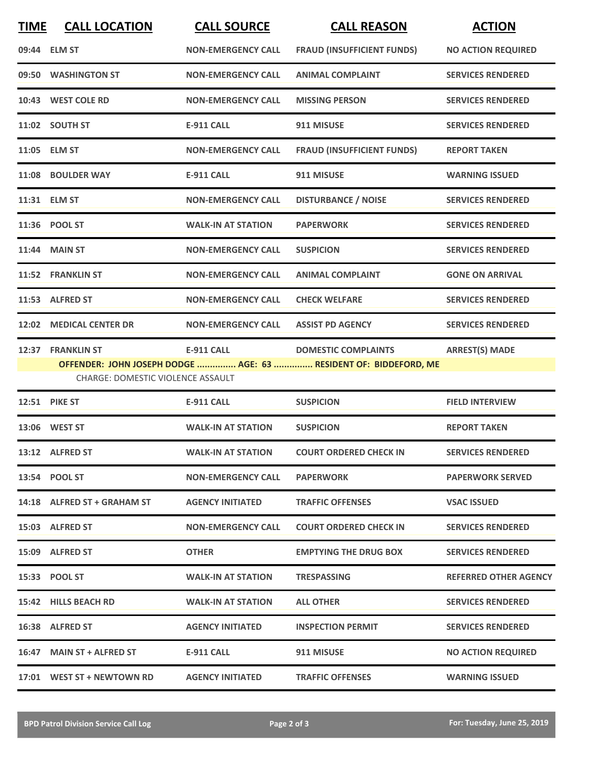| TIME | CALL LOCATION | CALL SOURCE | CALL REASON | ACTION |
|---|---|---|---|---|
| 09:44 | ELM ST | NON-EMERGENCY CALL | FRAUD (INSUFFICIENT FUNDS) | NO ACTION REQUIRED |
| 09:50 | WASHINGTON ST | NON-EMERGENCY CALL | ANIMAL COMPLAINT | SERVICES RENDERED |
| 10:43 | WEST COLE RD | NON-EMERGENCY CALL | MISSING PERSON | SERVICES RENDERED |
| 11:02 | SOUTH ST | E-911 CALL | 911 MISUSE | SERVICES RENDERED |
| 11:05 | ELM ST | NON-EMERGENCY CALL | FRAUD (INSUFFICIENT FUNDS) | REPORT TAKEN |
| 11:08 | BOULDER WAY | E-911 CALL | 911 MISUSE | WARNING ISSUED |
| 11:31 | ELM ST | NON-EMERGENCY CALL | DISTURBANCE / NOISE | SERVICES RENDERED |
| 11:36 | POOL ST | WALK-IN AT STATION | PAPERWORK | SERVICES RENDERED |
| 11:44 | MAIN ST | NON-EMERGENCY CALL | SUSPICION | SERVICES RENDERED |
| 11:52 | FRANKLIN ST | NON-EMERGENCY CALL | ANIMAL COMPLAINT | GONE ON ARRIVAL |
| 11:53 | ALFRED ST | NON-EMERGENCY CALL | CHECK WELFARE | SERVICES RENDERED |
| 12:02 | MEDICAL CENTER DR | NON-EMERGENCY CALL | ASSIST PD AGENCY | SERVICES RENDERED |
| 12:37 | FRANKLIN ST | E-911 CALL | DOMESTIC COMPLAINTS | ARREST(S) MADE |
| | OFFENDER: JOHN JOSEPH DODGE ............... AGE: 63 ............... RESIDENT OF: BIDDEFORD, ME | | | |
| | CHARGE: DOMESTIC VIOLENCE ASSAULT | | | |
| 12:51 | PIKE ST | E-911 CALL | SUSPICION | FIELD INTERVIEW |
| 13:06 | WEST ST | WALK-IN AT STATION | SUSPICION | REPORT TAKEN |
| 13:12 | ALFRED ST | WALK-IN AT STATION | COURT ORDERED CHECK IN | SERVICES RENDERED |
| 13:54 | POOL ST | NON-EMERGENCY CALL | PAPERWORK | PAPERWORK SERVED |
| 14:18 | ALFRED ST + GRAHAM ST | AGENCY INITIATED | TRAFFIC OFFENSES | VSAC ISSUED |
| 15:03 | ALFRED ST | NON-EMERGENCY CALL | COURT ORDERED CHECK IN | SERVICES RENDERED |
| 15:09 | ALFRED ST | OTHER | EMPTYING THE DRUG BOX | SERVICES RENDERED |
| 15:33 | POOL ST | WALK-IN AT STATION | TRESPASSING | REFERRED OTHER AGENCY |
| 15:42 | HILLS BEACH RD | WALK-IN AT STATION | ALL OTHER | SERVICES RENDERED |
| 16:38 | ALFRED ST | AGENCY INITIATED | INSPECTION PERMIT | SERVICES RENDERED |
| 16:47 | MAIN ST + ALFRED ST | E-911 CALL | 911 MISUSE | NO ACTION REQUIRED |
| 17:01 | WEST ST + NEWTOWN RD | AGENCY INITIATED | TRAFFIC OFFENSES | WARNING ISSUED |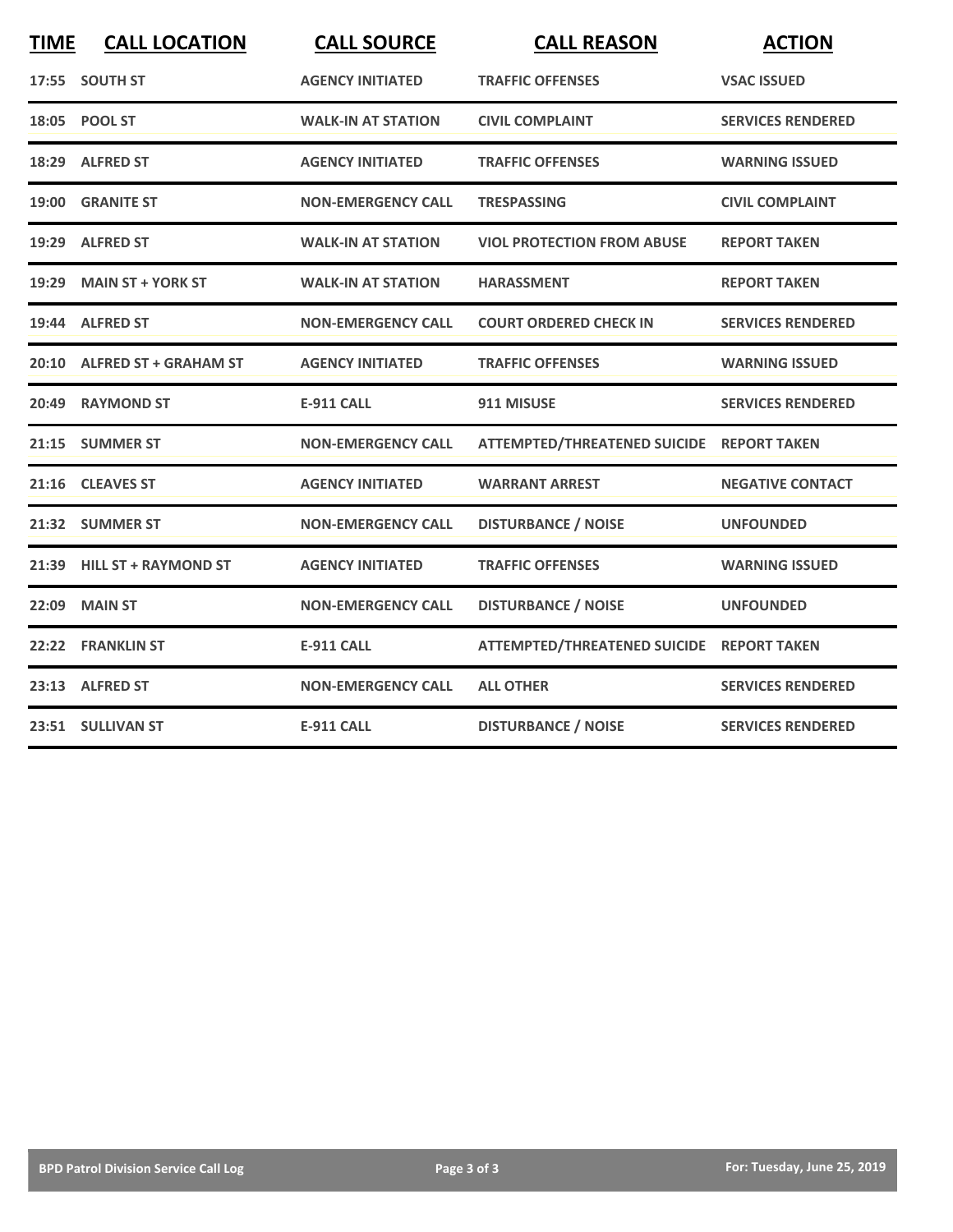| TIME | CALL LOCATION | CALL SOURCE | CALL REASON | ACTION |
|---|---|---|---|---|
| 17:55 | SOUTH ST | AGENCY INITIATED | TRAFFIC OFFENSES | VSAC ISSUED |
| 18:05 | POOL ST | WALK-IN AT STATION | CIVIL COMPLAINT | SERVICES RENDERED |
| 18:29 | ALFRED ST | AGENCY INITIATED | TRAFFIC OFFENSES | WARNING ISSUED |
| 19:00 | GRANITE ST | NON-EMERGENCY CALL | TRESPASSING | CIVIL COMPLAINT |
| 19:29 | ALFRED ST | WALK-IN AT STATION | VIOL PROTECTION FROM ABUSE | REPORT TAKEN |
| 19:29 | MAIN ST + YORK ST | WALK-IN AT STATION | HARASSMENT | REPORT TAKEN |
| 19:44 | ALFRED ST | NON-EMERGENCY CALL | COURT ORDERED CHECK IN | SERVICES RENDERED |
| 20:10 | ALFRED ST + GRAHAM ST | AGENCY INITIATED | TRAFFIC OFFENSES | WARNING ISSUED |
| 20:49 | RAYMOND ST | E-911 CALL | 911 MISUSE | SERVICES RENDERED |
| 21:15 | SUMMER ST | NON-EMERGENCY CALL | ATTEMPTED/THREATENED SUICIDE | REPORT TAKEN |
| 21:16 | CLEAVES ST | AGENCY INITIATED | WARRANT ARREST | NEGATIVE CONTACT |
| 21:32 | SUMMER ST | NON-EMERGENCY CALL | DISTURBANCE / NOISE | UNFOUNDED |
| 21:39 | HILL ST + RAYMOND ST | AGENCY INITIATED | TRAFFIC OFFENSES | WARNING ISSUED |
| 22:09 | MAIN ST | NON-EMERGENCY CALL | DISTURBANCE / NOISE | UNFOUNDED |
| 22:22 | FRANKLIN ST | E-911 CALL | ATTEMPTED/THREATENED SUICIDE | REPORT TAKEN |
| 23:13 | ALFRED ST | NON-EMERGENCY CALL | ALL OTHER | SERVICES RENDERED |
| 23:51 | SULLIVAN ST | E-911 CALL | DISTURBANCE / NOISE | SERVICES RENDERED |